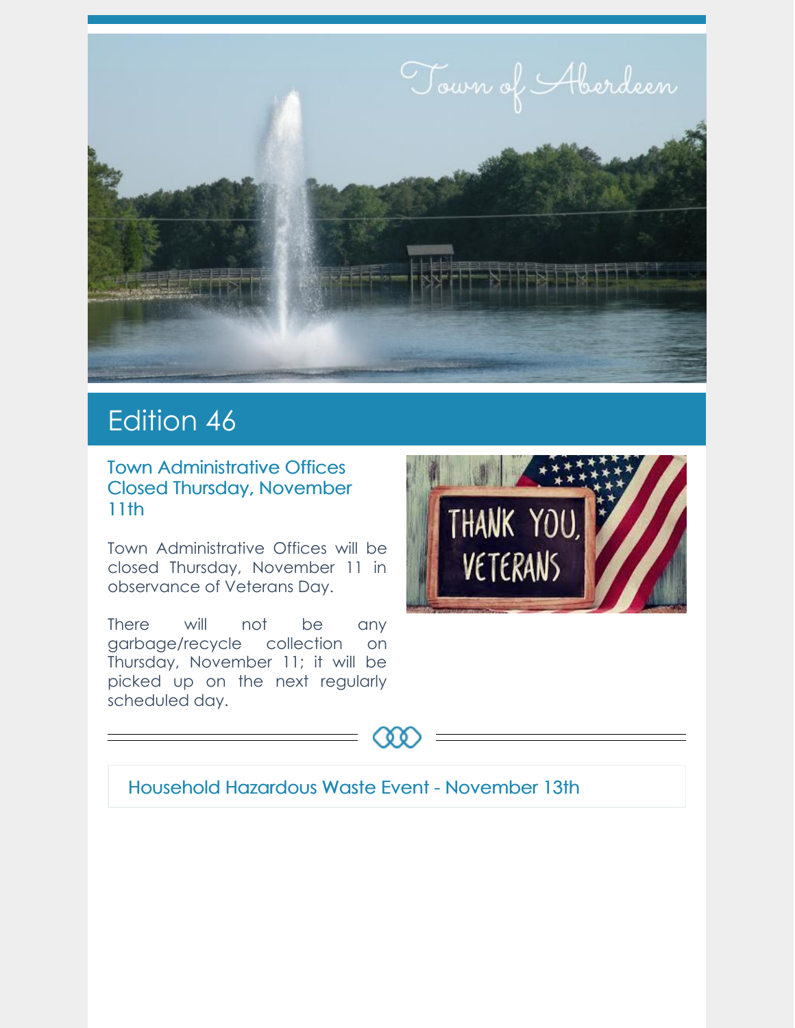# Town of Aberdeen

## Edition 46

### Town Administrative Offices Closed Thursday, November 11th

Town Administrative Offices will be closed Thursday, November 11 in observance of Veterans Day.

There will not be any garbage/recycle collection on Thursday, November 11; it will be picked up on the next regularly scheduled day.

### Household Hazardous Waste Event - November 13th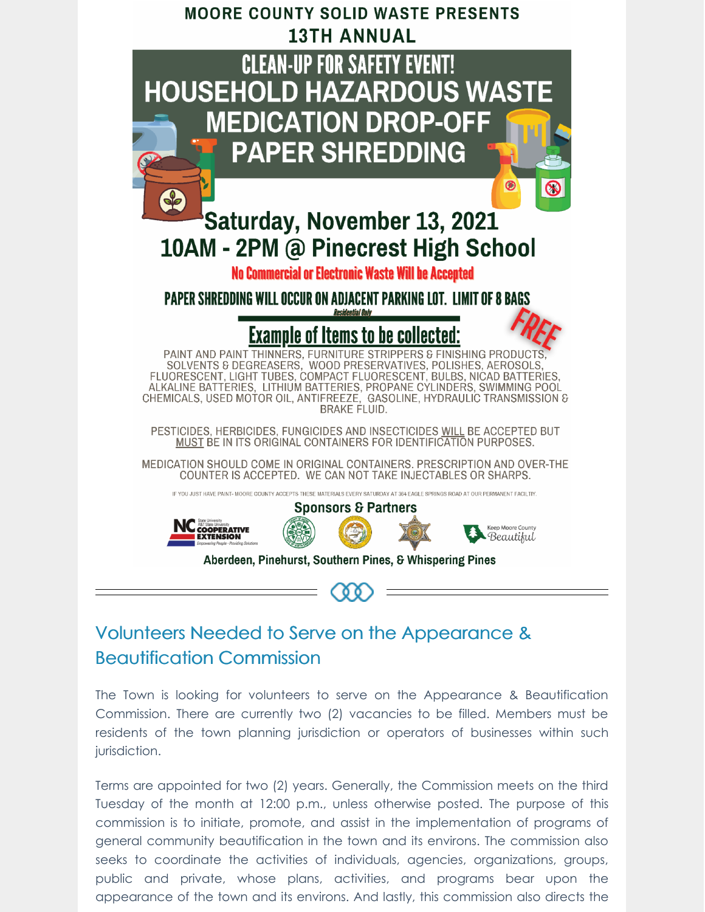MOORE COUNTY SOLID WASTE PRESENTS
13TH ANNUAL

# CLEAN-UP FOR SAFETY EVENT!
# HOUSEHOLD HAZARDOUS WASTE
# MEDICATION DROP-OFF
# PAPER SHREDDING

## Saturday, November 13, 2021
## 10AM - 2PM @ Pinecrest High School

**No Commercial or Electronic Waste Will be Accepted**

**PAPER SHREDDING WILL OCCUR ON ADJACENT PARKING LOT. LIMIT OF 8 BAGS**
*Residential Only*

**FREE**

### Example of Items to be collected:

PAINT AND PAINT THINNERS, FURNITURE STRIPPERS & FINISHING PRODUCTS, SOLVENTS & DEGREASERS, WOOD PRESERVATIVES, POLISHES, AEROSOLS, FLUORESCENT, LIGHT TUBES, COMPACT FLUORESCENT, BULBS, NICAD BATTERIES, ALKALINE BATTERIES, LITHIUM BATTERIES, PROPANE CYLINDERS, SWIMMING POOL CHEMICALS, USED MOTOR OIL, ANTIFREEZE, GASOLINE, HYDRAULIC TRANSMISSION & BRAKE FLUID.

PESTICIDES, HERBICIDES, FUNGICIDES AND INSECTICIDES WILL BE ACCEPTED BUT MUST BE IN ITS ORIGINAL CONTAINERS FOR IDENTIFICATION PURPOSES.

MEDICATION SHOULD COME IN ORIGINAL CONTAINERS. PRESCRIPTION AND OVER-THE COUNTER IS ACCEPTED. WE CAN NOT TAKE INJECTABLES OR SHARPS.

IF YOU JUST HAVE PAINT- MOORE COUNTY ACCEPTS THESE MATERIALS EVERY SATURDAY AT 364 EAGLE SPRINGS ROAD AT OUR PERMANENT FACILITY.

**Sponsors & Partners**

NC Cooperative Extension — Keep Moore County Beautiful

**Aberdeen, Pinehurst, Southern Pines, & Whispering Pines**

---

## Volunteers Needed to Serve on the Appearance & Beautification Commission

The Town is looking for volunteers to serve on the Appearance & Beautification Commission. There are currently two (2) vacancies to be filled. Members must be residents of the town planning jurisdiction or operators of businesses within such jurisdiction.

Terms are appointed for two (2) years. Generally, the Commission meets on the third Tuesday of the month at 12:00 p.m., unless otherwise posted. The purpose of this commission is to initiate, promote, and assist in the implementation of programs of general community beautification in the town and its environs. The commission also seeks to coordinate the activities of individuals, agencies, organizations, groups, public and private, whose plans, activities, and programs bear upon the appearance of the town and its environs. And lastly, this commission also directs the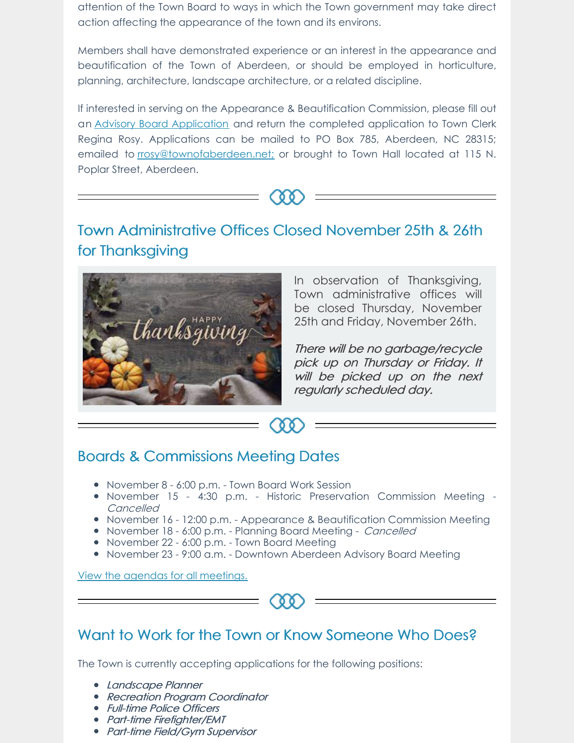attention of the Town Board to ways in which the Town government may take direct action affecting the appearance of the town and its environs.

Members shall have demonstrated experience or an interest in the appearance and beautification of the Town of Aberdeen, or should be employed in horticulture, planning, architecture, landscape architecture, or a related discipline.

If interested in serving on the Appearance & Beautification Commission, please fill out an Advisory Board Application and return the completed application to Town Clerk Regina Rosy. Applications can be mailed to PO Box 785, Aberdeen, NC 28315; emailed to rrosy@townofaberdeen.net; or brought to Town Hall located at 115 N. Poplar Street, Aberdeen.

## Town Administrative Offices Closed November 25th & 26th for Thanksgiving

In observation of Thanksgiving, Town administrative offices will be closed Thursday, November 25th and Friday, November 26th.

*There will be no garbage/recycle pick up on Thursday or Friday. It will be picked up on the next regularly scheduled day.*

## Boards & Commissions Meeting Dates

- November 8 - 6:00 p.m. - Town Board Work Session
- November 15 - 4:30 p.m. - Historic Preservation Commission Meeting - *Cancelled*
- November 16 - 12:00 p.m. - Appearance & Beautification Commission Meeting
- November 18 - 6:00 p.m. - Planning Board Meeting - *Cancelled*
- November 22 - 6:00 p.m. - Town Board Meeting
- November 23 - 9:00 a.m. - Downtown Aberdeen Advisory Board Meeting

View the agendas for all meetings.

## Want to Work for the Town or Know Someone Who Does?

The Town is currently accepting applications for the following positions:

- *Landscape Planner*
- *Recreation Program Coordinator*
- *Full-time Police Officers*
- *Part-time Firefighter/EMT*
- *Part-time Field/Gym Supervisor*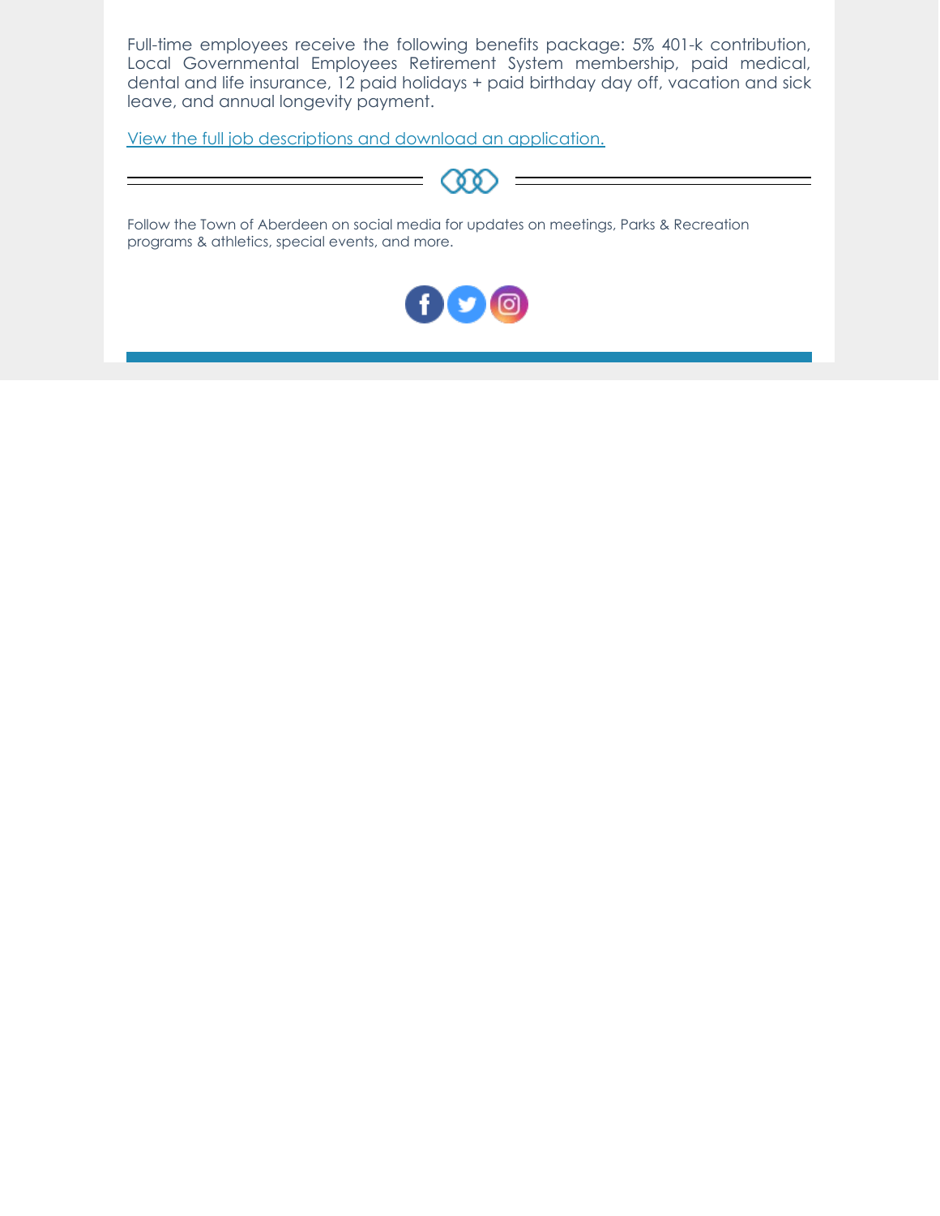Full-time employees receive the following benefits package: 5% 401-k contribution, Local Governmental Employees Retirement System membership, paid medical, dental and life insurance, 12 paid holidays + paid birthday day off, vacation and sick leave, and annual longevity payment.

View the full job descriptions and download an application.

---

Follow the Town of Aberdeen on social media for updates on meetings, Parks & Recreation programs & athletics, special events, and more.